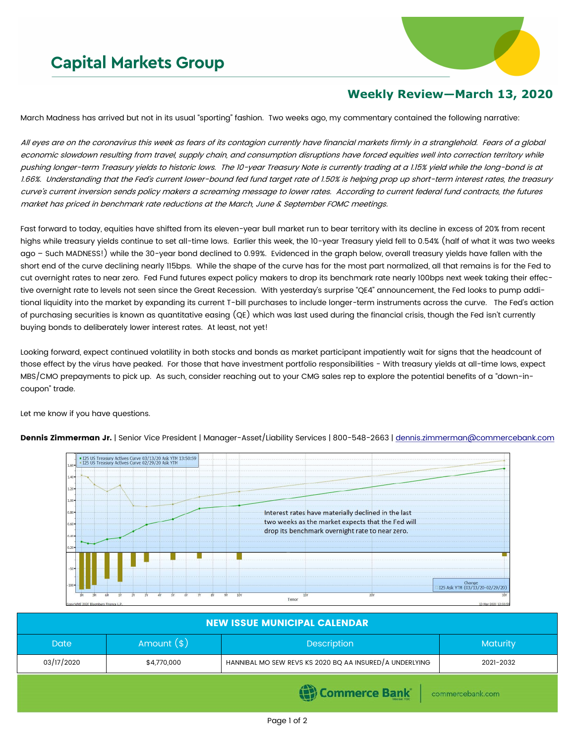# Capital Markets Group

## Weekly Review—March 13, 2020

March Madness has arrived but not in its usual "sporting" fashion. Two weeks ago, my commentary contained the following narrative:

*All eyes are on the coronavirus this week as fears of its contagion currently have financial markets firmly in a stranglehold. Fears of a global economic slowdown resulting from travel, supply chain, and consumption disruptions have forced equities well into correction territory while pushing longer-term Treasury yields to historic lows. The 10-year Treasury Note is currently trading at a 1.15% yield while the long-bond is at 1.66%. Understanding that the Fed's current lower-bound fed fund target rate of 1.50% is helping prop up short-term interest rates, the treasury curve's current inversion sends policy makers a screaming message to lower rates. According to current federal fund contracts, the futures market has priced in benchmark rate reductions at the March, June & September FOMC meetings.*

Fast forward to today, equities have shifted from its eleven-year bull market run to bear territory with its decline in excess of 20% from recent highs while treasury yields continue to set all-time lows. Earlier this week, the 10-year Treasury yield fell to 0.54% (half of what it was two weeks ago – Such MADNESS!) while the 30-year bond declined to 0.99%. Evidenced in the graph below, overall treasury yields have fallen with the short end of the curve declining nearly 115bps. While the shape of the curve has for the most part normalized, all that remains is for the Fed to cut overnight rates to near zero. Fed Fund futures expect policy makers to drop its benchmark rate nearly 100bps next week taking their effective overnight rate to levels not seen since the Great Recession. With yesterday's surprise "QE4" announcement, the Fed looks to pump additional liquidity into the market by expanding its current T-bill purchases to include longer-term instruments across the curve. The Fed's action of purchasing securities is known as quantitative easing (QE) which was last used during the financial crisis, though the Fed isn't currently buying bonds to deliberately lower interest rates. At least, not yet!

Looking forward, expect continued volatility in both stocks and bonds as market participant impatiently wait for signs that the headcount of those effect by the virus have peaked. For those that have investment portfolio responsibilities - With treasury yields at all-time lows, expect MBS/CMO prepayments to pick up. As such, consider reaching out to your CMG sales rep to explore the potential benefits of a "down-in-coupon" trade.

Let me know if you have questions.

**Dennis Zimmerman Jr.** | Senior Vice President | Manager-Asset/Liability Services | 800-548-2663 | dennis.zimmerman@commercebank.com

Interest rates have materially declined in the last two weeks as the market expects that the Fed will drop its benchmark overnight rate to near zero.

| NEW ISSUE MUNICIPAL CALENDAR | | | |
|---|---|---|---|
| Date | Amount ($) | Description | Maturity |
| 03/17/2020 | $4,770,000 | HANNIBAL MO SEW REVS KS 2020 BQ AA INSURED/A UNDERLYING | 2021-2032 |

Commerce Bank | commercebank.com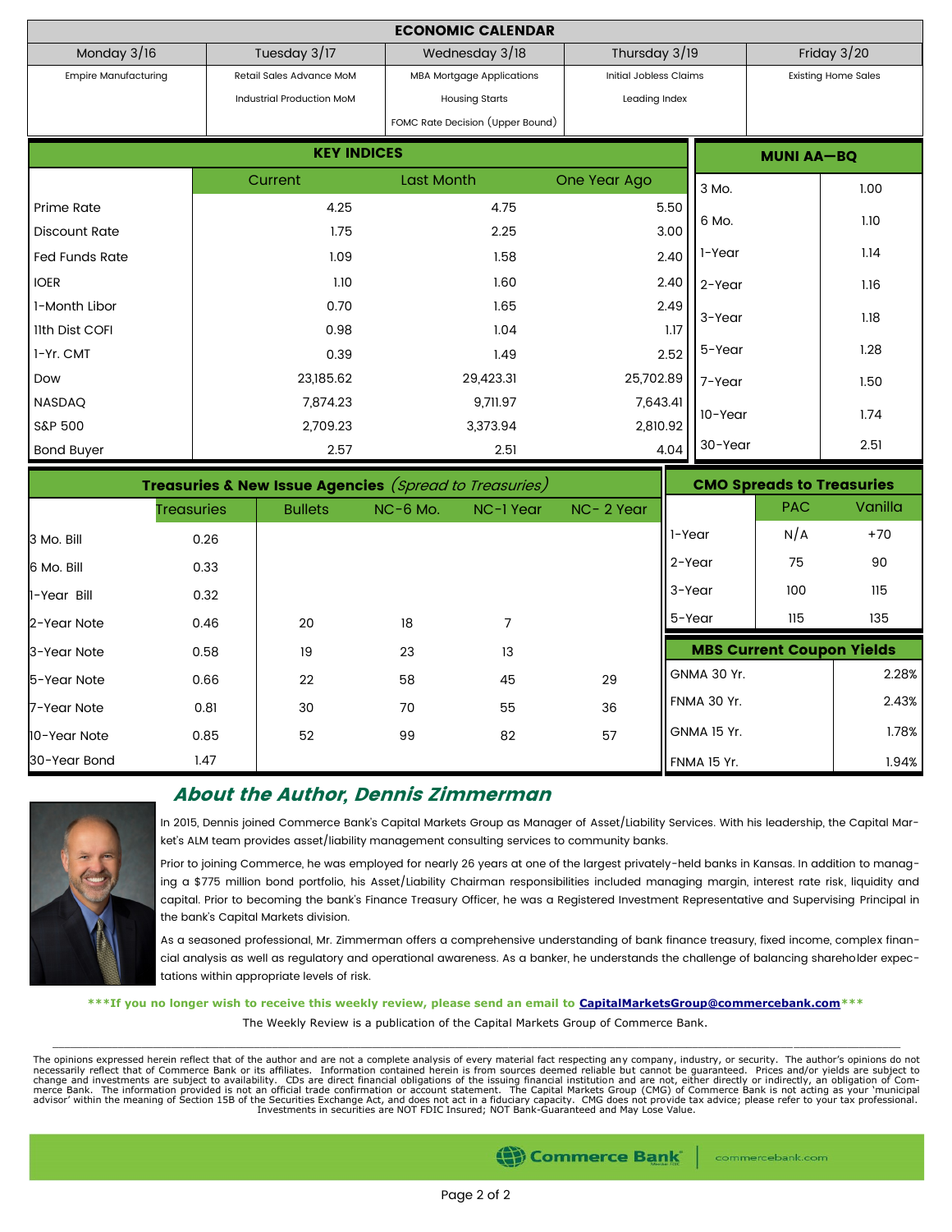## ECONOMIC CALENDAR

| Monday 3/16 | Tuesday 3/17 | Wednesday 3/18 | Thursday 3/19 | Friday 3/20 |
|---|---|---|---|---|
| Empire Manufacturing | Retail Sales Advance MoM | MBA Mortgage Applications | Initial Jobless Claims | Existing Home Sales |
| | Industrial Production MoM | Housing Starts | Leading Index | |
| | | FOMC Rate Decision (Upper Bound) | | |

## KEY INDICES

| | Current | Last Month | One Year Ago |
|---|---|---|---|
| Prime Rate | 4.25 | 4.75 | 5.50 |
| Discount Rate | 1.75 | 2.25 | 3.00 |
| Fed Funds Rate | 1.09 | 1.58 | 2.40 |
| IOER | 1.10 | 1.60 | 2.40 |
| 1-Month Libor | 0.70 | 1.65 | 2.49 |
| 11th Dist COFI | 0.98 | 1.04 | 1.17 |
| 1-Yr. CMT | 0.39 | 1.49 | 2.52 |
| Dow | 23,185.62 | 29,423.31 | 25,702.89 |
| NASDAQ | 7,874.23 | 9,711.97 | 7,643.41 |
| S&P 500 | 2,709.23 | 3,373.94 | 2,810.92 |
| Bond Buyer | 2.57 | 2.51 | 4.04 |

## MUNI AA—BQ

| | |
|---|---|
| 3 Mo. | 1.00 |
| 6 Mo. | 1.10 |
| 1-Year | 1.14 |
| 2-Year | 1.16 |
| 3-Year | 1.18 |
| 5-Year | 1.28 |
| 7-Year | 1.50 |
| 10-Year | 1.74 |
| 30-Year | 2.51 |

## Treasuries & New Issue Agencies *(Spread to Treasuries)*

| | Treasuries | Bullets | NC-6 Mo. | NC-1 Year | NC- 2 Year |
|---|---|---|---|---|---|
| 3 Mo. Bill | 0.26 | | | | |
| 6 Mo. Bill | 0.33 | | | | |
| 1-Year Bill | 0.32 | | | | |
| 2-Year Note | 0.46 | 20 | 18 | 7 | |
| 3-Year Note | 0.58 | 19 | 23 | 13 | |
| 5-Year Note | 0.66 | 22 | 58 | 45 | 29 |
| 7-Year Note | 0.81 | 30 | 70 | 55 | 36 |
| 10-Year Note | 0.85 | 52 | 99 | 82 | 57 |
| 30-Year Bond | 1.47 | | | | |

## CMO Spreads to Treasuries

| | PAC | Vanilla |
|---|---|---|
| 1-Year | N/A | +70 |
| 2-Year | 75 | 90 |
| 3-Year | 100 | 115 |
| 5-Year | 115 | 135 |

## MBS Current Coupon Yields

| | |
|---|---|
| GNMA 30 Yr. | 2.28% |
| FNMA 30 Yr. | 2.43% |
| GNMA 15 Yr. | 1.78% |
| FNMA 15 Yr. | 1.94% |

## *About the Author, Dennis Zimmerman*

In 2015, Dennis joined Commerce Bank's Capital Markets Group as Manager of Asset/Liability Services. With his leadership, the Capital Market's ALM team provides asset/liability management consulting services to community banks.

Prior to joining Commerce, he was employed for nearly 26 years at one of the largest privately-held banks in Kansas. In addition to managing a $775 million bond portfolio, his Asset/Liability Chairman responsibilities included managing margin, interest rate risk, liquidity and capital. Prior to becoming the bank's Finance Treasury Officer, he was a Registered Investment Representative and Supervising Principal in the bank's Capital Markets division.

As a seasoned professional, Mr. Zimmerman offers a comprehensive understanding of bank finance treasury, fixed income, complex financial analysis as well as regulatory and operational awareness. As a banker, he understands the challenge of balancing shareholder expectations within appropriate levels of risk.

**\*\*\*If you no longer wish to receive this weekly review, please send an email to CapitalMarketsGroup@commercebank.com\*\*\***

The Weekly Review is a publication of the Capital Markets Group of Commerce Bank.

The opinions expressed herein reflect that of the author and are not a complete analysis of every material fact respecting any company, industry, or security. The author's opinions do not necessarily reflect that of Commerce Bank or its affiliates. Information contained herein is from sources deemed reliable but cannot be guaranteed. Prices and/or yields are subject to change and investments are subject to availability. CDs are direct financial obligations of the issuing financial institution and are not, either directly or indirectly, an obligation of Commerce Bank. The information provided is not an official trade confirmation or account statement. The Capital Markets Group (CMG) of Commerce Bank is not acting as your 'municipal advisor' within the meaning of Section 15B of the Securities Exchange Act, and does not act in a fiduciary capacity. CMG does not provide tax advice; please refer to your tax professional. Investments in securities are NOT FDIC Insured; NOT Bank-Guaranteed and May Lose Value.

Commerce Bank | commercebank.com